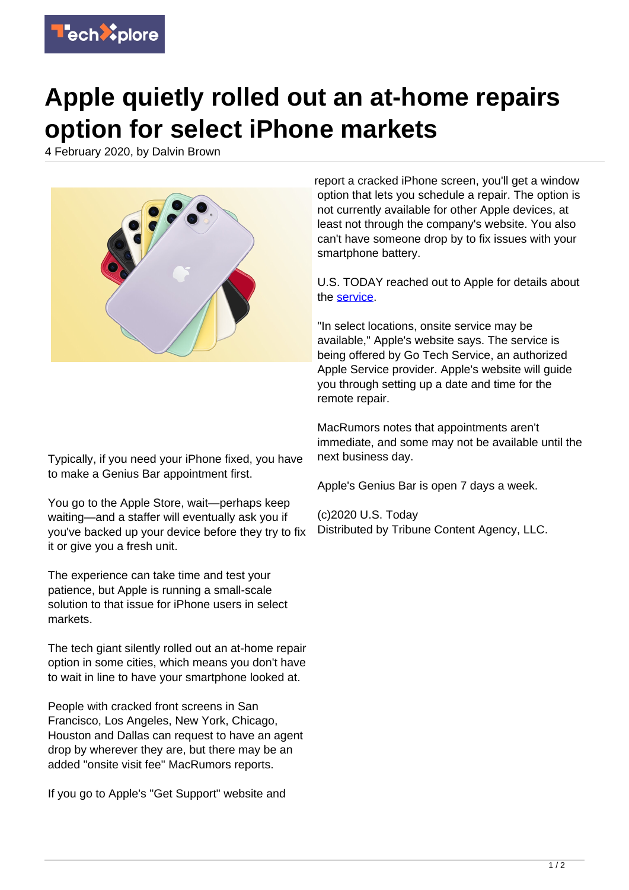# Apple quietly rolled out an at-home repairs option for select iPhone markets

4 February 2020, by Dalvin Brown

Typically, if you need your iPhone fixed, you have to make a Genius Bar appointment first.

You go to the Apple Store, wait—perhaps keep waiting—and a staffer will eventually ask you if you've backed up your device before they try to fix it or give you a fresh unit.

The experience can take time and test your patience, but Apple is running a small-scale solution to that issue for iPhone users in select markets.

The tech giant silently rolled out an at-home repair option in some cities, which means you don't have to wait in line to have your smartphone looked at.

People with cracked front screens in San Francisco, Los Angeles, New York, Chicago, Houston and Dallas can request to have an agent drop by wherever they are, but there may be an added "onsite visit fee" MacRumors reports.

If you go to Apple's "Get Support" website and report a cracked iPhone screen, you'll get a window option that lets you schedule a repair. The option is not currently available for other Apple devices, at least not through the company's website. You also can't have someone drop by to fix issues with your smartphone battery.

U.S. TODAY reached out to Apple for details about the service.

"In select locations, onsite service may be available," Apple's website says. The service is being offered by Go Tech Service, an authorized Apple Service provider. Apple's website will guide you through setting up a date and time for the remote repair.

MacRumors notes that appointments aren't immediate, and some may not be available until the next business day.

Apple's Genius Bar is open 7 days a week.

(c)2020 U.S. Today
Distributed by Tribune Content Agency, LLC.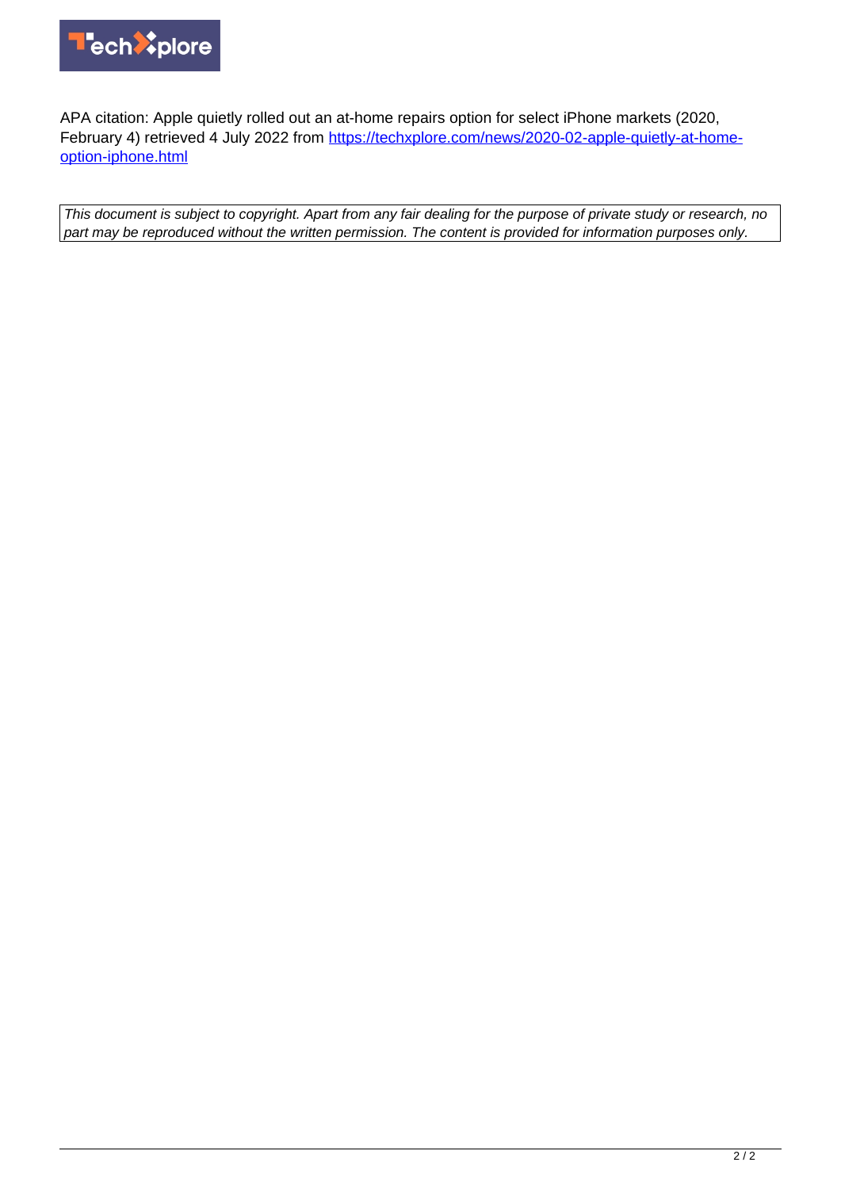APA citation: Apple quietly rolled out an at-home repairs option for select iPhone markets (2020, February 4) retrieved 4 July 2022 from [https://techxplore.com/news/2020-02-apple-quietly-at-home-option-iphone.html](https://techxplore.com/news/2020-02-apple-quietly-at-home-option-iphone.html)

*This document is subject to copyright. Apart from any fair dealing for the purpose of private study or research, no part may be reproduced without the written permission. The content is provided for information purposes only.*